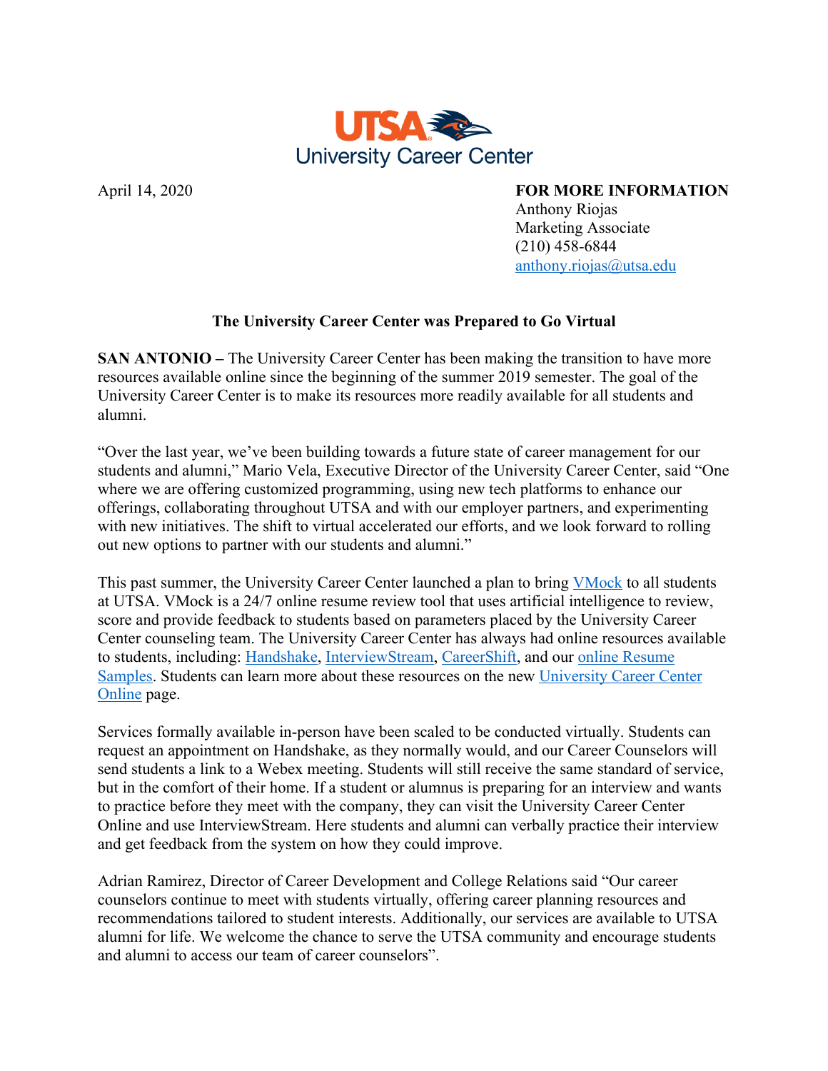UTSA University Career Center

April 14, 2020

**FOR MORE INFORMATION**
Anthony Riojas
Marketing Associate
(210) 458-6844
anthony.riojas@utsa.edu

**The University Career Center was Prepared to Go Virtual**

**SAN ANTONIO –** The University Career Center has been making the transition to have more resources available online since the beginning of the summer 2019 semester. The goal of the University Career Center is to make its resources more readily available for all students and alumni.

"Over the last year, we've been building towards a future state of career management for our students and alumni," Mario Vela, Executive Director of the University Career Center, said "One where we are offering customized programming, using new tech platforms to enhance our offerings, collaborating throughout UTSA and with our employer partners, and experimenting with new initiatives. The shift to virtual accelerated our efforts, and we look forward to rolling out new options to partner with our students and alumni."

This past summer, the University Career Center launched a plan to bring VMock to all students at UTSA. VMock is a 24/7 online resume review tool that uses artificial intelligence to review, score and provide feedback to students based on parameters placed by the University Career Center counseling team. The University Career Center has always had online resources available to students, including: Handshake, InterviewStream, CareerShift, and our online Resume Samples. Students can learn more about these resources on the new University Career Center Online page.

Services formally available in-person have been scaled to be conducted virtually. Students can request an appointment on Handshake, as they normally would, and our Career Counselors will send students a link to a Webex meeting. Students will still receive the same standard of service, but in the comfort of their home. If a student or alumnus is preparing for an interview and wants to practice before they meet with the company, they can visit the University Career Center Online and use InterviewStream. Here students and alumni can verbally practice their interview and get feedback from the system on how they could improve.

Adrian Ramirez, Director of Career Development and College Relations said "Our career counselors continue to meet with students virtually, offering career planning resources and recommendations tailored to student interests. Additionally, our services are available to UTSA alumni for life. We welcome the chance to serve the UTSA community and encourage students and alumni to access our team of career counselors".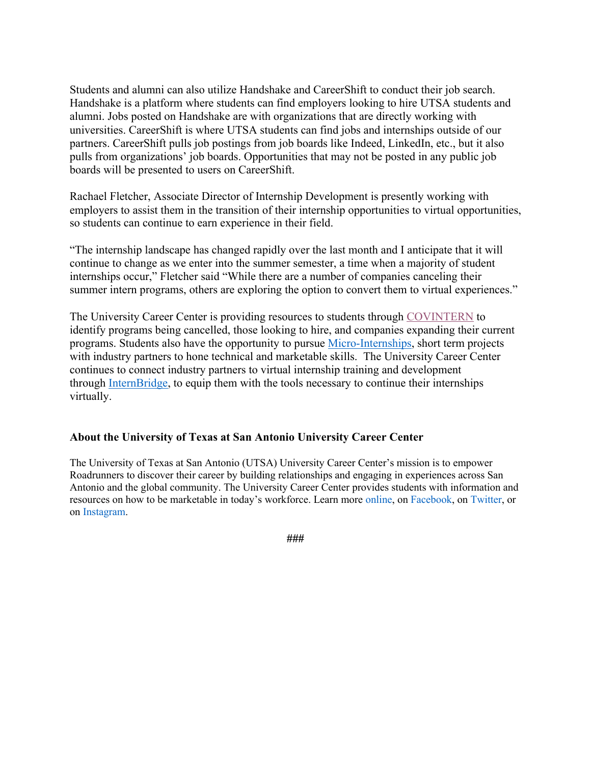Students and alumni can also utilize Handshake and CareerShift to conduct their job search. Handshake is a platform where students can find employers looking to hire UTSA students and alumni. Jobs posted on Handshake are with organizations that are directly working with universities. CareerShift is where UTSA students can find jobs and internships outside of our partners. CareerShift pulls job postings from job boards like Indeed, LinkedIn, etc., but it also pulls from organizations' job boards. Opportunities that may not be posted in any public job boards will be presented to users on CareerShift.

Rachael Fletcher, Associate Director of Internship Development is presently working with employers to assist them in the transition of their internship opportunities to virtual opportunities, so students can continue to earn experience in their field.

"The internship landscape has changed rapidly over the last month and I anticipate that it will continue to change as we enter into the summer semester, a time when a majority of student internships occur," Fletcher said "While there are a number of companies canceling their summer intern programs, others are exploring the option to convert them to virtual experiences."

The University Career Center is providing resources to students through COVINTERN to identify programs being cancelled, those looking to hire, and companies expanding their current programs. Students also have the opportunity to pursue Micro-Internships, short term projects with industry partners to hone technical and marketable skills. The University Career Center continues to connect industry partners to virtual internship training and development through InternBridge, to equip them with the tools necessary to continue their internships virtually.

**About the University of Texas at San Antonio University Career Center**

The University of Texas at San Antonio (UTSA) University Career Center's mission is to empower Roadrunners to discover their career by building relationships and engaging in experiences across San Antonio and the global community. The University Career Center provides students with information and resources on how to be marketable in today's workforce. Learn more online, on Facebook, on Twitter, or on Instagram.

###